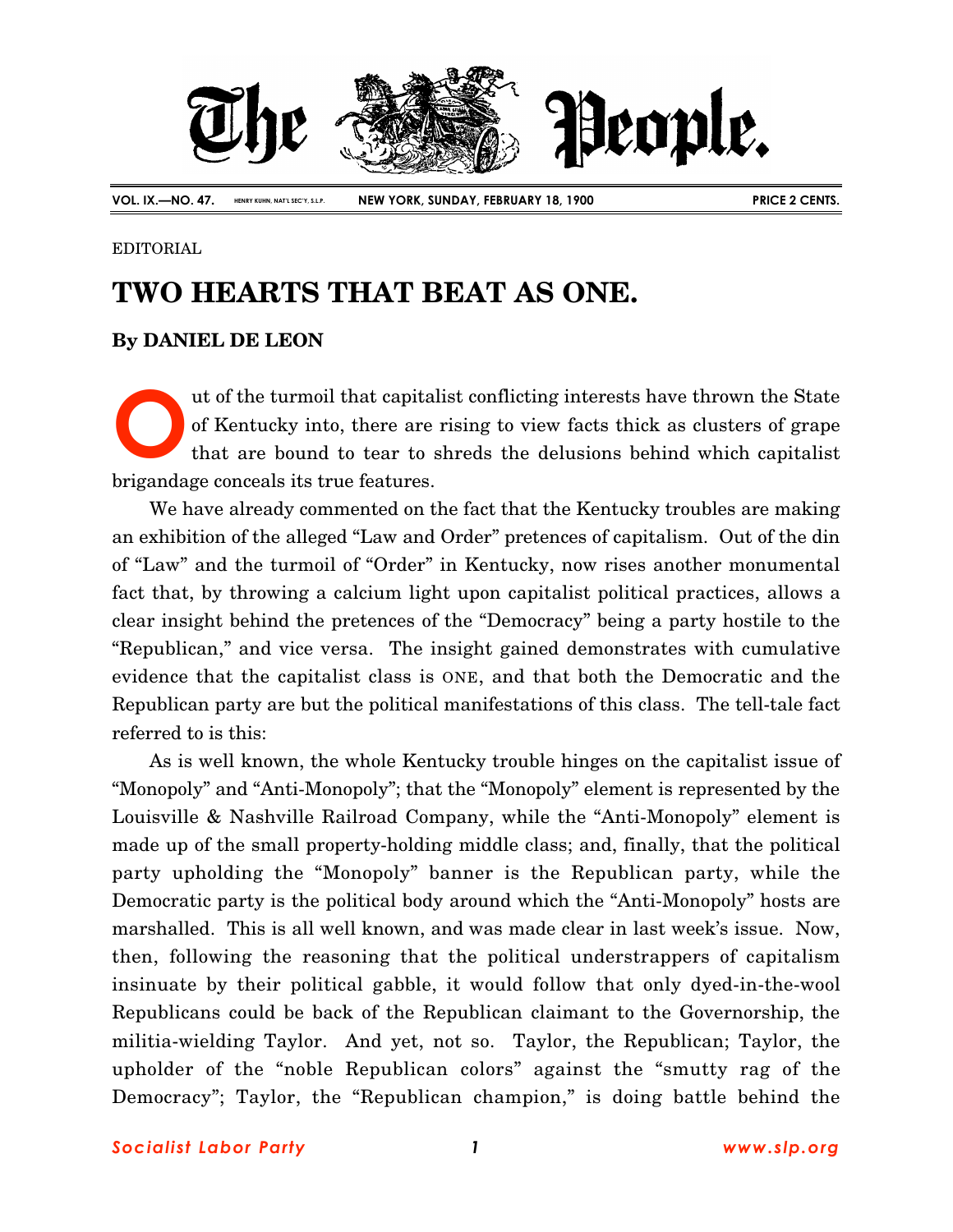VOL. IX.—NO. 47. HENRY KUHN, NAT'L SEC'Y, S.L.P. NEW YORK, SUNDAY, FEBRUARY 18, 1900 PRICE 2 CENTS.

EDITORIAL

# TWO HEARTS THAT BEAT AS ONE.

**By DANIEL DE LEON**

Out of the turmoil that capitalist conflicting interests have thrown the State of Kentucky into, there are rising to view facts thick as clusters of grape that are bound to tear to shreds the delusions behind which capitalist brigandage conceals its true features.

We have already commented on the fact that the Kentucky troubles are making an exhibition of the alleged "Law and Order" pretences of capitalism. Out of the din of "Law" and the turmoil of "Order" in Kentucky, now rises another monumental fact that, by throwing a calcium light upon capitalist political practices, allows a clear insight behind the pretences of the "Democracy" being a party hostile to the "Republican," and vice versa. The insight gained demonstrates with cumulative evidence that the capitalist class is ONE, and that both the Democratic and the Republican party are but the political manifestations of this class. The tell-tale fact referred to is this:

As is well known, the whole Kentucky trouble hinges on the capitalist issue of "Monopoly" and "Anti-Monopoly"; that the "Monopoly" element is represented by the Louisville & Nashville Railroad Company, while the "Anti-Monopoly" element is made up of the small property-holding middle class; and, finally, that the political party upholding the "Monopoly" banner is the Republican party, while the Democratic party is the political body around which the "Anti-Monopoly" hosts are marshalled. This is all well known, and was made clear in last week's issue. Now, then, following the reasoning that the political understrappers of capitalism insinuate by their political gabble, it would follow that only dyed-in-the-wool Republicans could be back of the Republican claimant to the Governorship, the militia-wielding Taylor. And yet, not so. Taylor, the Republican; Taylor, the upholder of the "noble Republican colors" against the "smutty rag of the Democracy"; Taylor, the "Republican champion," is doing battle behind the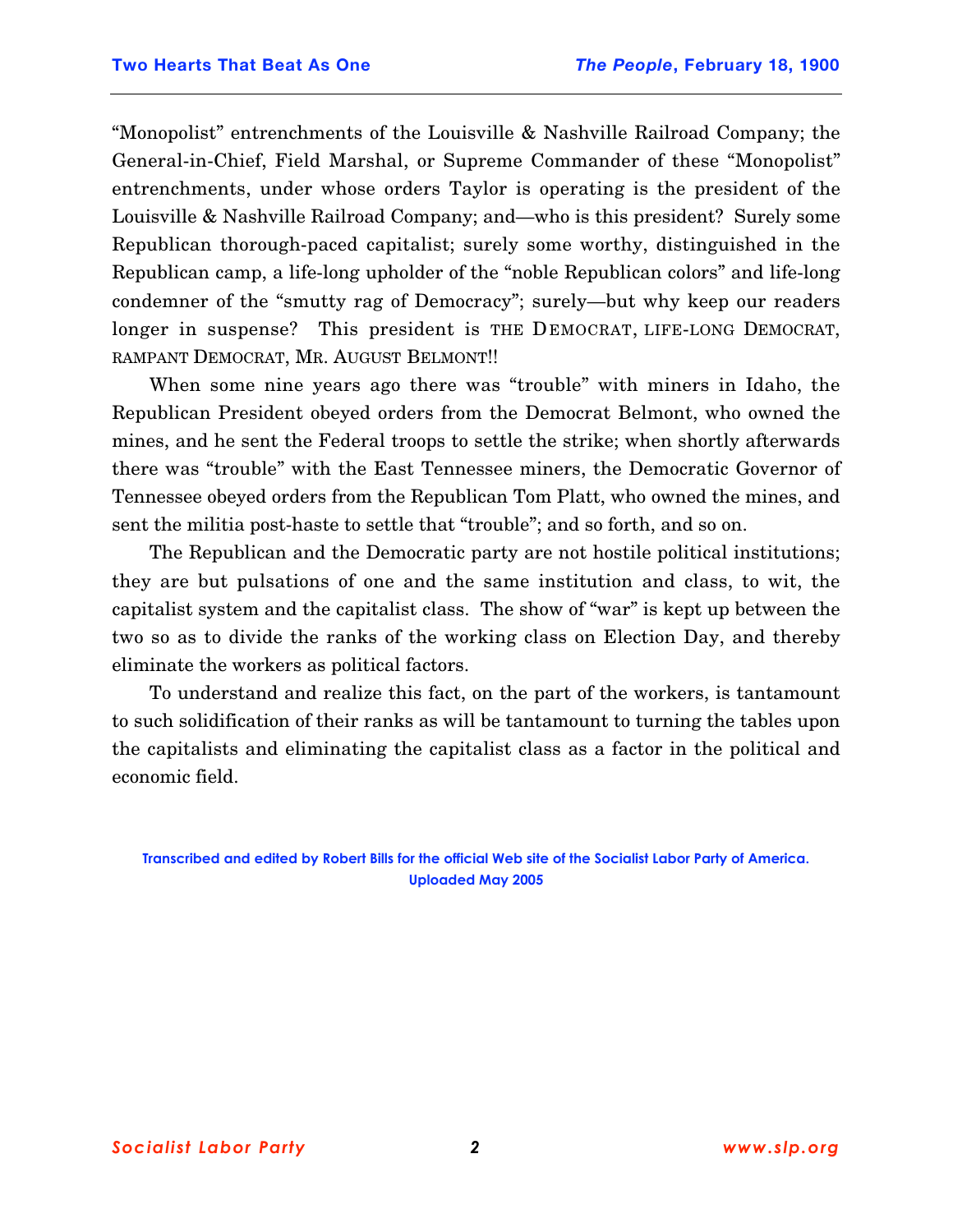"Monopolist" entrenchments of the Louisville & Nashville Railroad Company; the General-in-Chief, Field Marshal, or Supreme Commander of these "Monopolist" entrenchments, under whose orders Taylor is operating is the president of the Louisville & Nashville Railroad Company; and—who is this president? Surely some Republican thorough-paced capitalist; surely some worthy, distinguished in the Republican camp, a life-long upholder of the "noble Republican colors" and life-long condemner of the "smutty rag of Democracy"; surely—but why keep our readers longer in suspense? This president is THE DEMOCRAT, LIFE-LONG DEMOCRAT, RAMPANT DEMOCRAT, MR. AUGUST BELMONT!!

When some nine years ago there was "trouble" with miners in Idaho, the Republican President obeyed orders from the Democrat Belmont, who owned the mines, and he sent the Federal troops to settle the strike; when shortly afterwards there was "trouble" with the East Tennessee miners, the Democratic Governor of Tennessee obeyed orders from the Republican Tom Platt, who owned the mines, and sent the militia post-haste to settle that "trouble"; and so forth, and so on.

The Republican and the Democratic party are not hostile political institutions; they are but pulsations of one and the same institution and class, to wit, the capitalist system and the capitalist class. The show of "war" is kept up between the two so as to divide the ranks of the working class on Election Day, and thereby eliminate the workers as political factors.

To understand and realize this fact, on the part of the workers, is tantamount to such solidification of their ranks as will be tantamount to turning the tables upon the capitalists and eliminating the capitalist class as a factor in the political and economic field.

**Transcribed and edited by Robert Bills for the official Web site of the Socialist Labor Party of America. Uploaded May 2005**